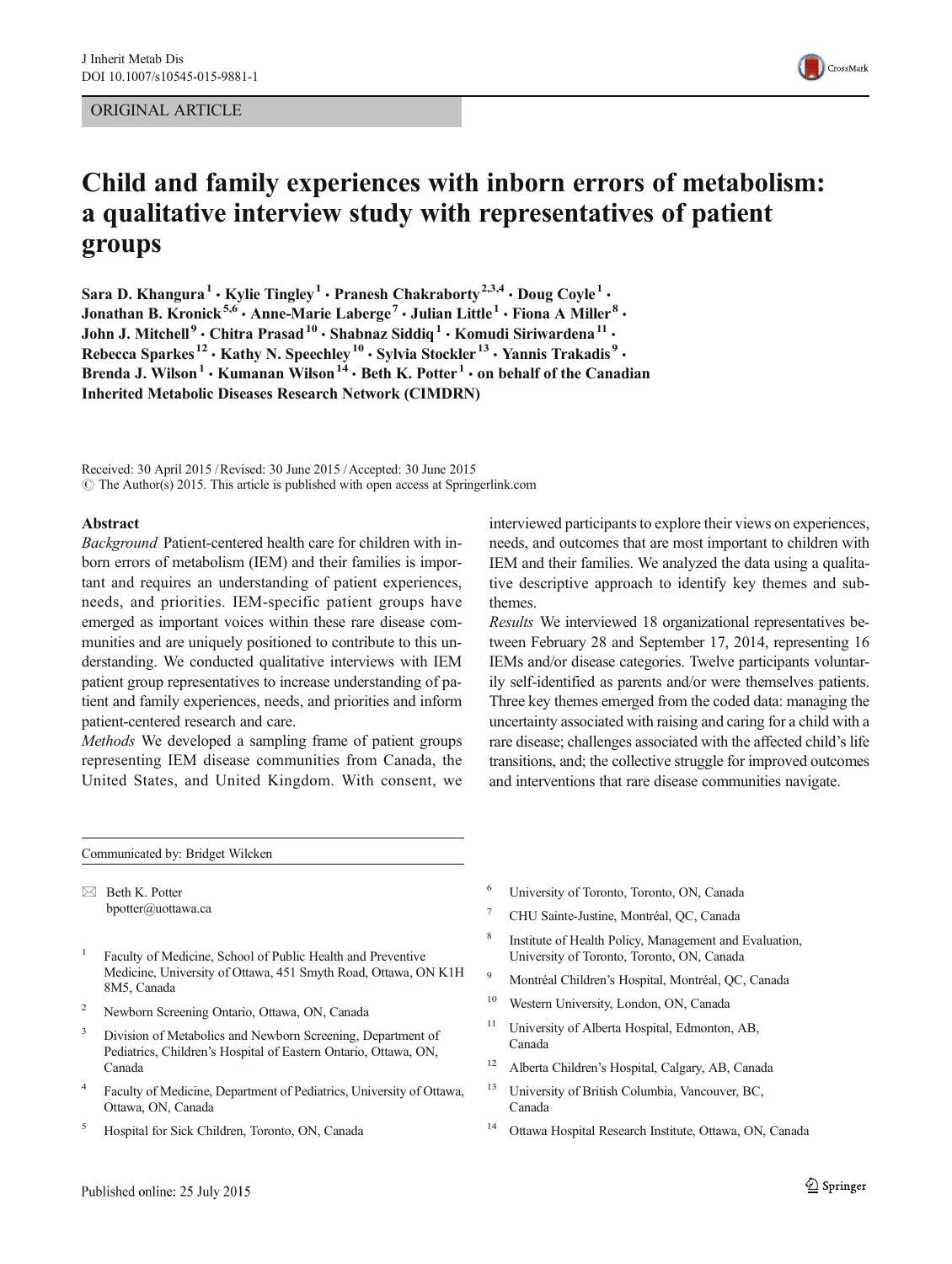ORIGINAL ARTICLE

# Child and family experiences with inborn errors of metabolism: a qualitative interview study with representatives of patient groups

**Sara D. Khangura[1] · Kylie Tingley[1] · Pranesh Chakraborty[2,3,4] · Doug Coyle[1] · Jonathan B. Kronick[5,6] · Anne-Marie Laberge[7] · Julian Little[1] · Fiona A Miller[8] · John J. Mitchell[9] · Chitra Prasad[10] · Shabnaz Siddiq[1] · Komudi Siriwardena[11] · Rebecca Sparkes[12] · Kathy N. Speechley[10] · Sylvia Stockler[13] · Yannis Trakadis[9] · Brenda J. Wilson[1] · Kumanan Wilson[14] · Beth K. Potter[1] · on behalf of the Canadian Inherited Metabolic Diseases Research Network (CIMDRN)**

Received: 30 April 2015 / Revised: 30 June 2015 / Accepted: 30 June 2015
© The Author(s) 2015. This article is published with open access at Springerlink.com

## Abstract

*Background* Patient-centered health care for children with inborn errors of metabolism (IEM) and their families is important and requires an understanding of patient experiences, needs, and priorities. IEM-specific patient groups have emerged as important voices within these rare disease communities and are uniquely positioned to contribute to this understanding. We conducted qualitative interviews with IEM patient group representatives to increase understanding of patient and family experiences, needs, and priorities and inform patient-centered research and care.

*Methods* We developed a sampling frame of patient groups representing IEM disease communities from Canada, the United States, and United Kingdom. With consent, we interviewed participants to explore their views on experiences, needs, and outcomes that are most important to children with IEM and their families. We analyzed the data using a qualitative descriptive approach to identify key themes and subthemes.

*Results* We interviewed 18 organizational representatives between February 28 and September 17, 2014, representing 16 IEMs and/or disease categories. Twelve participants voluntarily self-identified as parents and/or were themselves patients. Three key themes emerged from the coded data: managing the uncertainty associated with raising and caring for a child with a rare disease; challenges associated with the affected child's life transitions, and; the collective struggle for improved outcomes and interventions that rare disease communities navigate.

---

Communicated by: Bridget Wilcken

✉ Beth K. Potter
bpotter@uottawa.ca

[1] Faculty of Medicine, School of Public Health and Preventive Medicine, University of Ottawa, 451 Smyth Road, Ottawa, ON K1H 8M5, Canada

[2] Newborn Screening Ontario, Ottawa, ON, Canada

[3] Division of Metabolics and Newborn Screening, Department of Pediatrics, Children's Hospital of Eastern Ontario, Ottawa, ON, Canada

[4] Faculty of Medicine, Department of Pediatrics, University of Ottawa, Ottawa, ON, Canada

[5] Hospital for Sick Children, Toronto, ON, Canada

[6] University of Toronto, Toronto, ON, Canada

[7] CHU Sainte-Justine, Montréal, QC, Canada

[8] Institute of Health Policy, Management and Evaluation, University of Toronto, Toronto, ON, Canada

[9] Montréal Children's Hospital, Montréal, QC, Canada

[10] Western University, London, ON, Canada

[11] University of Alberta Hospital, Edmonton, AB, Canada

[12] Alberta Children's Hospital, Calgary, AB, Canada

[13] University of British Columbia, Vancouver, BC, Canada

[14] Ottawa Hospital Research Institute, Ottawa, ON, Canada

Published online: 25 July 2015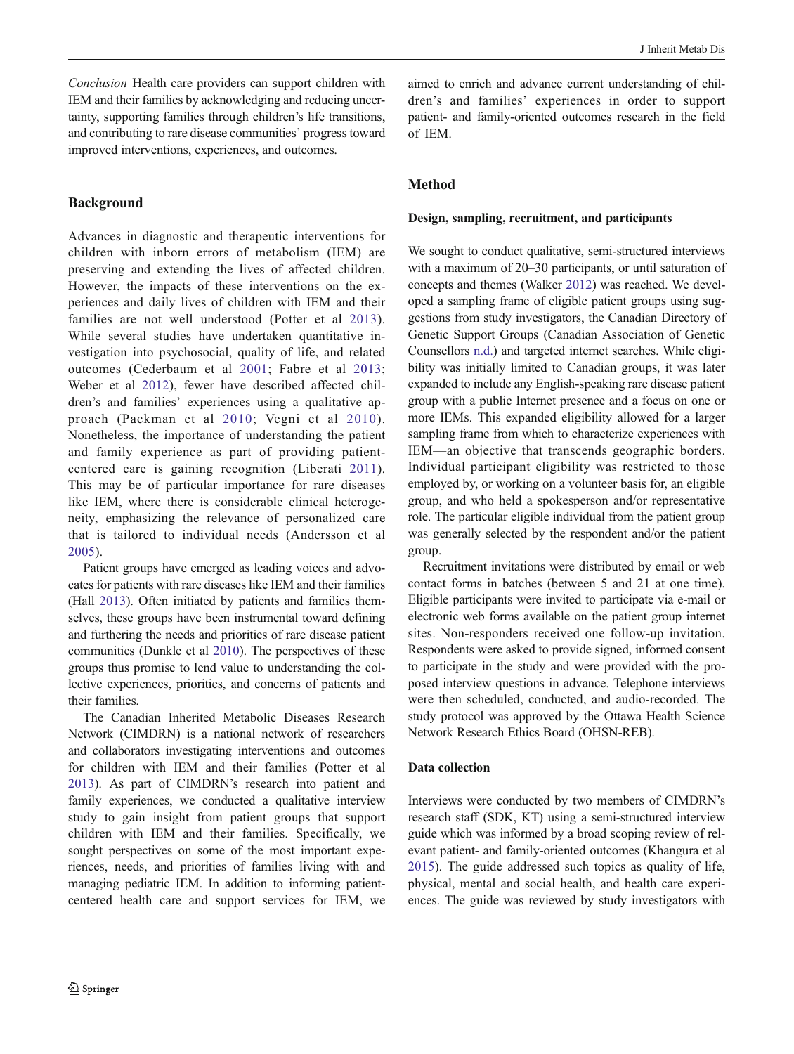*Conclusion* Health care providers can support children with IEM and their families by acknowledging and reducing uncertainty, supporting families through children's life transitions, and contributing to rare disease communities' progress toward improved interventions, experiences, and outcomes.

## Background

Advances in diagnostic and therapeutic interventions for children with inborn errors of metabolism (IEM) are preserving and extending the lives of affected children. However, the impacts of these interventions on the experiences and daily lives of children with IEM and their families are not well understood (Potter et al 2013). While several studies have undertaken quantitative investigation into psychosocial, quality of life, and related outcomes (Cederbaum et al 2001; Fabre et al 2013; Weber et al 2012), fewer have described affected children's and families' experiences using a qualitative approach (Packman et al 2010; Vegni et al 2010). Nonetheless, the importance of understanding the patient and family experience as part of providing patient-centered care is gaining recognition (Liberati 2011). This may be of particular importance for rare diseases like IEM, where there is considerable clinical heterogeneity, emphasizing the relevance of personalized care that is tailored to individual needs (Andersson et al 2005).

Patient groups have emerged as leading voices and advocates for patients with rare diseases like IEM and their families (Hall 2013). Often initiated by patients and families themselves, these groups have been instrumental toward defining and furthering the needs and priorities of rare disease patient communities (Dunkle et al 2010). The perspectives of these groups thus promise to lend value to understanding the collective experiences, priorities, and concerns of patients and their families.

The Canadian Inherited Metabolic Diseases Research Network (CIMDRN) is a national network of researchers and collaborators investigating interventions and outcomes for children with IEM and their families (Potter et al 2013). As part of CIMDRN's research into patient and family experiences, we conducted a qualitative interview study to gain insight from patient groups that support children with IEM and their families. Specifically, we sought perspectives on some of the most important experiences, needs, and priorities of families living with and managing pediatric IEM. In addition to informing patient-centered health care and support services for IEM, we aimed to enrich and advance current understanding of children's and families' experiences in order to support patient- and family-oriented outcomes research in the field of IEM.

## Method

### Design, sampling, recruitment, and participants

We sought to conduct qualitative, semi-structured interviews with a maximum of 20–30 participants, or until saturation of concepts and themes (Walker 2012) was reached. We developed a sampling frame of eligible patient groups using suggestions from study investigators, the Canadian Directory of Genetic Support Groups (Canadian Association of Genetic Counsellors n.d.) and targeted internet searches. While eligibility was initially limited to Canadian groups, it was later expanded to include any English-speaking rare disease patient group with a public Internet presence and a focus on one or more IEMs. This expanded eligibility allowed for a larger sampling frame from which to characterize experiences with IEM—an objective that transcends geographic borders. Individual participant eligibility was restricted to those employed by, or working on a volunteer basis for, an eligible group, and who held a spokesperson and/or representative role. The particular eligible individual from the patient group was generally selected by the respondent and/or the patient group.

Recruitment invitations were distributed by email or web contact forms in batches (between 5 and 21 at one time). Eligible participants were invited to participate via e-mail or electronic web forms available on the patient group internet sites. Non-responders received one follow-up invitation. Respondents were asked to provide signed, informed consent to participate in the study and were provided with the proposed interview questions in advance. Telephone interviews were then scheduled, conducted, and audio-recorded. The study protocol was approved by the Ottawa Health Science Network Research Ethics Board (OHSN-REB).

### Data collection

Interviews were conducted by two members of CIMDRN's research staff (SDK, KT) using a semi-structured interview guide which was informed by a broad scoping review of relevant patient- and family-oriented outcomes (Khangura et al 2015). The guide addressed such topics as quality of life, physical, mental and social health, and health care experiences. The guide was reviewed by study investigators with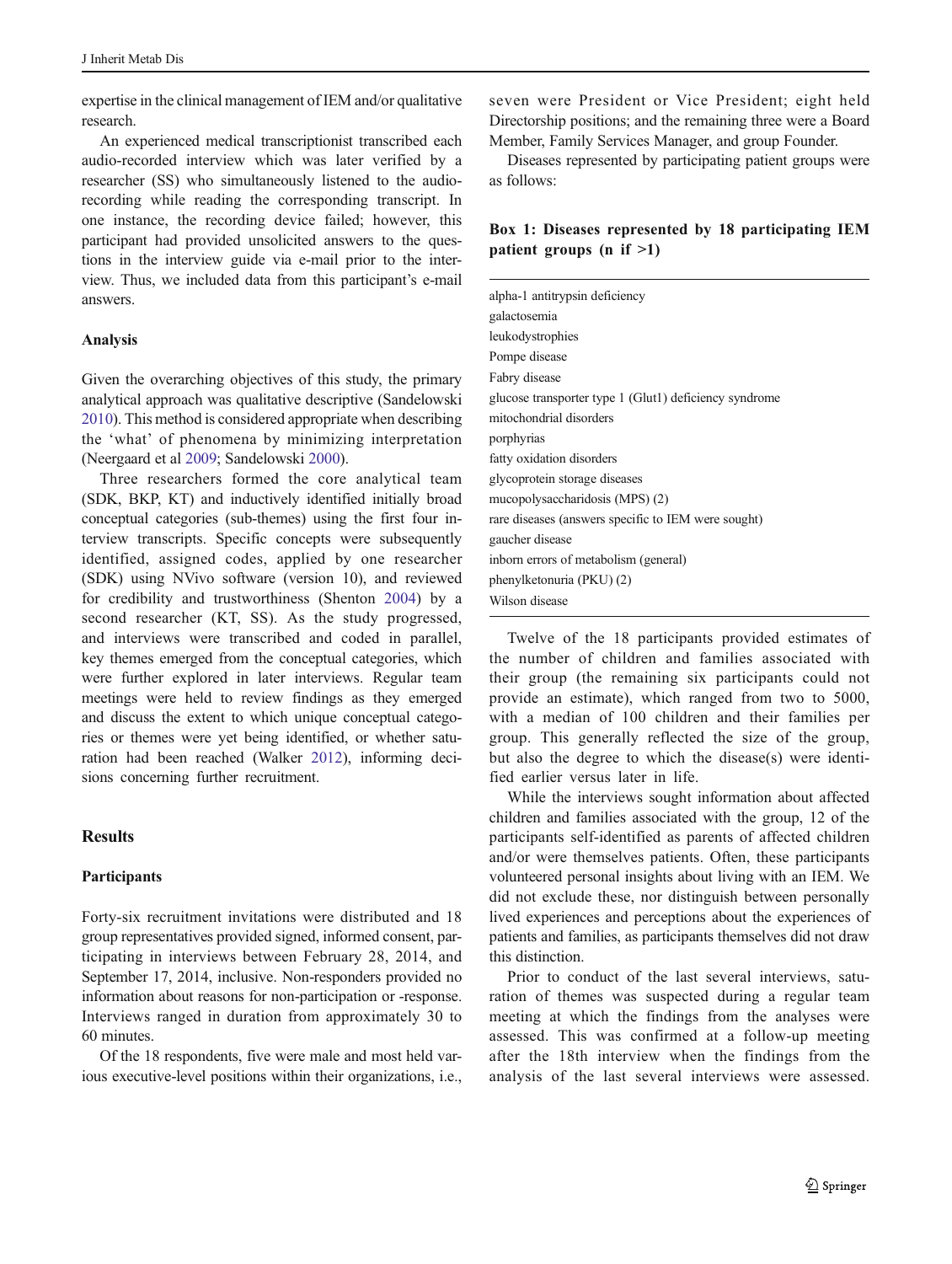expertise in the clinical management of IEM and/or qualitative research.

An experienced medical transcriptionist transcribed each audio-recorded interview which was later verified by a researcher (SS) who simultaneously listened to the audio-recording while reading the corresponding transcript. In one instance, the recording device failed; however, this participant had provided unsolicited answers to the questions in the interview guide via e-mail prior to the interview. Thus, we included data from this participant's e-mail answers.

### Analysis

Given the overarching objectives of this study, the primary analytical approach was qualitative descriptive (Sandelowski 2010). This method is considered appropriate when describing the 'what' of phenomena by minimizing interpretation (Neergaard et al 2009; Sandelowski 2000).

Three researchers formed the core analytical team (SDK, BKP, KT) and inductively identified initially broad conceptual categories (sub-themes) using the first four interview transcripts. Specific concepts were subsequently identified, assigned codes, applied by one researcher (SDK) using NVivo software (version 10), and reviewed for credibility and trustworthiness (Shenton 2004) by a second researcher (KT, SS). As the study progressed, and interviews were transcribed and coded in parallel, key themes emerged from the conceptual categories, which were further explored in later interviews. Regular team meetings were held to review findings as they emerged and discuss the extent to which unique conceptual categories or themes were yet being identified, or whether saturation had been reached (Walker 2012), informing decisions concerning further recruitment.

## Results

### Participants

Forty-six recruitment invitations were distributed and 18 group representatives provided signed, informed consent, participating in interviews between February 28, 2014, and September 17, 2014, inclusive. Non-responders provided no information about reasons for non-participation or -response. Interviews ranged in duration from approximately 30 to 60 minutes.

Of the 18 respondents, five were male and most held various executive-level positions within their organizations, i.e., seven were President or Vice President; eight held Directorship positions; and the remaining three were a Board Member, Family Services Manager, and group Founder.

Diseases represented by participating patient groups were as follows:

**Box 1: Diseases represented by 18 participating IEM patient groups (n if >1)**

- alpha-1 antitrypsin deficiency
- galactosemia
- leukodystrophies
- Pompe disease
- Fabry disease
- glucose transporter type 1 (Glut1) deficiency syndrome
- mitochondrial disorders
- porphyrias
- fatty oxidation disorders
- glycoprotein storage diseases
- mucopolysaccharidosis (MPS) (2)
- rare diseases (answers specific to IEM were sought)
- gaucher disease
- inborn errors of metabolism (general)
- phenylketonuria (PKU) (2)
- Wilson disease

Twelve of the 18 participants provided estimates of the number of children and families associated with their group (the remaining six participants could not provide an estimate), which ranged from two to 5000, with a median of 100 children and their families per group. This generally reflected the size of the group, but also the degree to which the disease(s) were identified earlier versus later in life.

While the interviews sought information about affected children and families associated with the group, 12 of the participants self-identified as parents of affected children and/or were themselves patients. Often, these participants volunteered personal insights about living with an IEM. We did not exclude these, nor distinguish between personally lived experiences and perceptions about the experiences of patients and families, as participants themselves did not draw this distinction.

Prior to conduct of the last several interviews, saturation of themes was suspected during a regular team meeting at which the findings from the analyses were assessed. This was confirmed at a follow-up meeting after the 18th interview when the findings from the analysis of the last several interviews were assessed.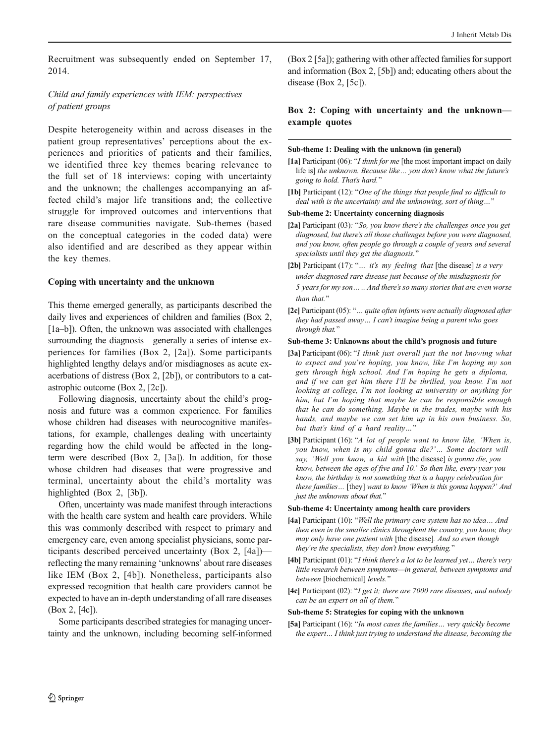Recruitment was subsequently ended on September 17, 2014.

### *Child and family experiences with IEM: perspectives of patient groups*

Despite heterogeneity within and across diseases in the patient group representatives' perceptions about the experiences and priorities of patients and their families, we identified three key themes bearing relevance to the full set of 18 interviews: coping with uncertainty and the unknown; the challenges accompanying an affected child's major life transitions and; the collective struggle for improved outcomes and interventions that rare disease communities navigate. Sub-themes (based on the conceptual categories in the coded data) were also identified and are described as they appear within the key themes.

#### Coping with uncertainty and the unknown

This theme emerged generally, as participants described the daily lives and experiences of children and families (Box 2, [1a–b]). Often, the unknown was associated with challenges surrounding the diagnosis—generally a series of intense experiences for families (Box 2, [2a]). Some participants highlighted lengthy delays and/or misdiagnoses as acute exacerbations of distress (Box 2, [2b]), or contributors to a catastrophic outcome (Box 2, [2c]).

Following diagnosis, uncertainty about the child's prognosis and future was a common experience. For families whose children had diseases with neurocognitive manifestations, for example, challenges dealing with uncertainty regarding how the child would be affected in the long-term were described (Box 2, [3a]). In addition, for those whose children had diseases that were progressive and terminal, uncertainty about the child's mortality was highlighted (Box 2, [3b]).

Often, uncertainty was made manifest through interactions with the health care system and health care providers. While this was commonly described with respect to primary and emergency care, even among specialist physicians, some participants described perceived uncertainty (Box 2, [4a])—reflecting the many remaining 'unknowns' about rare diseases like IEM (Box 2, [4b]). Nonetheless, participants also expressed recognition that health care providers cannot be expected to have an in-depth understanding of all rare diseases (Box 2, [4c]).

Some participants described strategies for managing uncertainty and the unknown, including becoming self-informed (Box 2 [5a]); gathering with other affected families for support and information (Box 2, [5b]) and; educating others about the disease (Box 2, [5c]).

### Box 2: Coping with uncertainty and the unknown—example quotes

**Sub-theme 1: Dealing with the unknown (in general)**

**[1a]** Participant (06): "*I think for me* [the most important impact on daily life is] *the unknown. Because like… you don't know what the future's going to hold. That's hard.*"

**[1b]** Participant (12): "*One of the things that people find so difficult to deal with is the uncertainty and the unknowing, sort of thing…*"

**Sub-theme 2: Uncertainty concerning diagnosis**

**[2a]** Participant (03): "*So, you know there's the challenges once you get diagnosed, but there's all those challenges before you were diagnosed, and you know, often people go through a couple of years and several specialists until they get the diagnosis.*"

**[2b]** Participant (17): "*… it's my feeling that* [the disease] *is a very under-diagnosed rare disease just because of the misdiagnosis for 5 years for my son… .. And there's so many stories that are even worse than that.*"

**[2c]** Participant (05): "*… quite often infants were actually diagnosed after they had passed away… I can't imagine being a parent who goes through that.*"

**Sub-theme 3: Unknowns about the child's prognosis and future**

**[3a]** Participant (06): "*I think just overall just the not knowing what to expect and you're hoping, you know, like I'm hoping my son gets through high school. And I'm hoping he gets a diploma, and if we can get him there I'll be thrilled, you know. I'm not looking at college, I'm not looking at university or anything for him, but I'm hoping that maybe he can be responsible enough that he can do something. Maybe in the trades, maybe with his hands, and maybe we can set him up in his own business. So, but that's kind of a hard reality…*"

**[3b]** Participant (16): "*A lot of people want to know like, 'When is, you know, when is my child gonna die?'… Some doctors will say, 'Well you know, a kid with* [the disease] *is gonna die, you know, between the ages of five and 10.' So then like, every year you know, the birthday is not something that is a happy celebration for these families…* [they] *want to know 'When is this gonna happen?' And just the unknowns about that.*"

**Sub-theme 4: Uncertainty among health care providers**

**[4a]** Participant (10): "*Well the primary care system has no idea… And then even in the smaller clinics throughout the country, you know, they may only have one patient with* [the disease]*. And so even though they're the specialists, they don't know everything.*"

**[4b]** Participant (01): "*I think there's a lot to be learned yet… there's very little research between symptoms—in general, between symptoms and between* [biochemical] *levels.*"

**[4c]** Participant (02): "*I get it; there are 7000 rare diseases, and nobody can be an expert on all of them.*"

**Sub-theme 5: Strategies for coping with the unknown**

**[5a]** Participant (16): "*In most cases the families… very quickly become the expert… I think just trying to understand the disease, becoming the*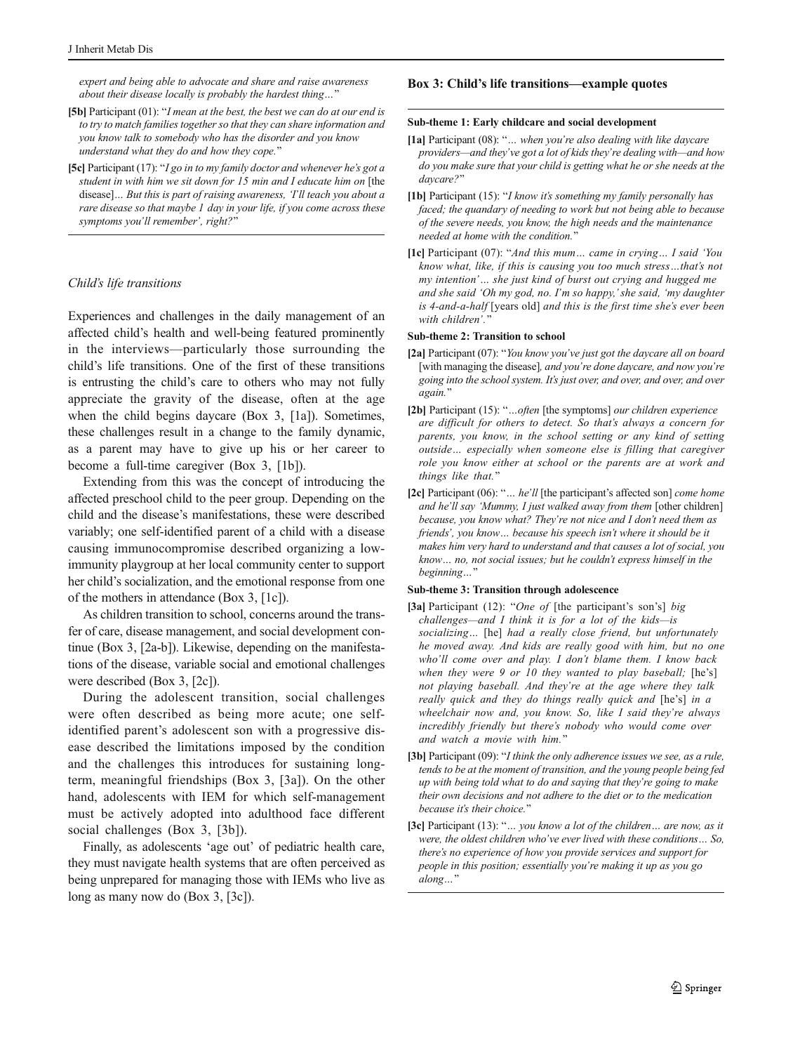*expert and being able to advocate and share and raise awareness about their disease locally is probably the hardest thing…*"

**[5b]** Participant (01): "*I mean at the best, the best we can do at our end is to try to match families together so that they can share information and you know talk to somebody who has the disorder and you know understand what they do and how they cope.*"

**[5c]** Participant (17): "*I go in to my family doctor and whenever he's got a student in with him we sit down for 15 min and I educate him on* [the disease]*… But this is part of raising awareness, 'I'll teach you about a rare disease so that maybe 1 day in your life, if you come across these symptoms you'll remember', right?*"

### *Child's life transitions*

Experiences and challenges in the daily management of an affected child's health and well-being featured prominently in the interviews—particularly those surrounding the child's life transitions. One of the first of these transitions is entrusting the child's care to others who may not fully appreciate the gravity of the disease, often at the age when the child begins daycare (Box 3, [1a]). Sometimes, these challenges result in a change to the family dynamic, as a parent may have to give up his or her career to become a full-time caregiver (Box 3, [1b]).

Extending from this was the concept of introducing the affected preschool child to the peer group. Depending on the child and the disease's manifestations, these were described variably; one self-identified parent of a child with a disease causing immunocompromise described organizing a low-immunity playgroup at her local community center to support her child's socialization, and the emotional response from one of the mothers in attendance (Box 3, [1c]).

As children transition to school, concerns around the transfer of care, disease management, and social development continue (Box 3, [2a-b]). Likewise, depending on the manifestations of the disease, variable social and emotional challenges were described (Box 3, [2c]).

During the adolescent transition, social challenges were often described as being more acute; one self-identified parent's adolescent son with a progressive disease described the limitations imposed by the condition and the challenges this introduces for sustaining long-term, meaningful friendships (Box 3, [3a]). On the other hand, adolescents with IEM for which self-management must be actively adopted into adulthood face different social challenges (Box 3, [3b]).

Finally, as adolescents 'age out' of pediatric health care, they must navigate health systems that are often perceived as being unprepared for managing those with IEMs who live as long as many now do (Box 3, [3c]).

### Box 3: Child's life transitions—example quotes

**Sub-theme 1: Early childcare and social development**

**[1a]** Participant (08): "*… when you're also dealing with like daycare providers—and they've got a lot of kids they're dealing with—and how do you make sure that your child is getting what he or she needs at the daycare?*"

**[1b]** Participant (15): "*I know it's something my family personally has faced; the quandary of needing to work but not being able to because of the severe needs, you know, the high needs and the maintenance needed at home with the condition.*"

**[1c]** Participant (07): "*And this mum… came in crying… I said 'You know what, like, if this is causing you too much stress…that's not my intention' … she just kind of burst out crying and hugged me and she said 'Oh my god, no. I'm so happy,' she said, 'my daughter is 4-and-a-half* [years old] *and this is the first time she's ever been with children'.*"

**Sub-theme 2: Transition to school**

**[2a]** Participant (07): "*You know you've just got the daycare all on board* [with managing the disease]*, and you're done daycare, and now you're going into the school system. It's just over, and over, and over, and over again.*"

**[2b]** Participant (15): "*…often* [the symptoms] *our children experience are difficult for others to detect. So that's always a concern for parents, you know, in the school setting or any kind of setting outside… especially when someone else is filling that caregiver role you know either at school or the parents are at work and things like that.*"

**[2c]** Participant (06): "*… he'll* [the participant's affected son] *come home and he'll say 'Mummy, I just walked away from them* [other children] *because, you know what? They're not nice and I don't need them as friends', you know… because his speech isn't where it should be it makes him very hard to understand and that causes a lot of social, you know… no, not social issues; but he couldn't express himself in the beginning…*"

**Sub-theme 3: Transition through adolescence**

**[3a]** Participant (12): "*One of* [the participant's son's] *big challenges—and I think it is for a lot of the kids—is socializing…* [he] *had a really close friend, but unfortunately he moved away. And kids are really good with him, but no one who'll come over and play. I don't blame them. I know back when they were 9 or 10 they wanted to play baseball;* [he's] *not playing baseball. And they're at the age where they talk really quick and they do things really quick and* [he's] *in a wheelchair now and, you know. So, like I said they're always incredibly friendly but there's nobody who would come over and watch a movie with him.*"

**[3b]** Participant (09): "*I think the only adherence issues we see, as a rule, tends to be at the moment of transition, and the young people being fed up with being told what to do and saying that they're going to make their own decisions and not adhere to the diet or to the medication because it's their choice.*"

**[3c]** Participant (13): "*… you know a lot of the children… are now, as it were, the oldest children who've ever lived with these conditions… So, there's no experience of how you provide services and support for people in this position; essentially you're making it up as you go along…*"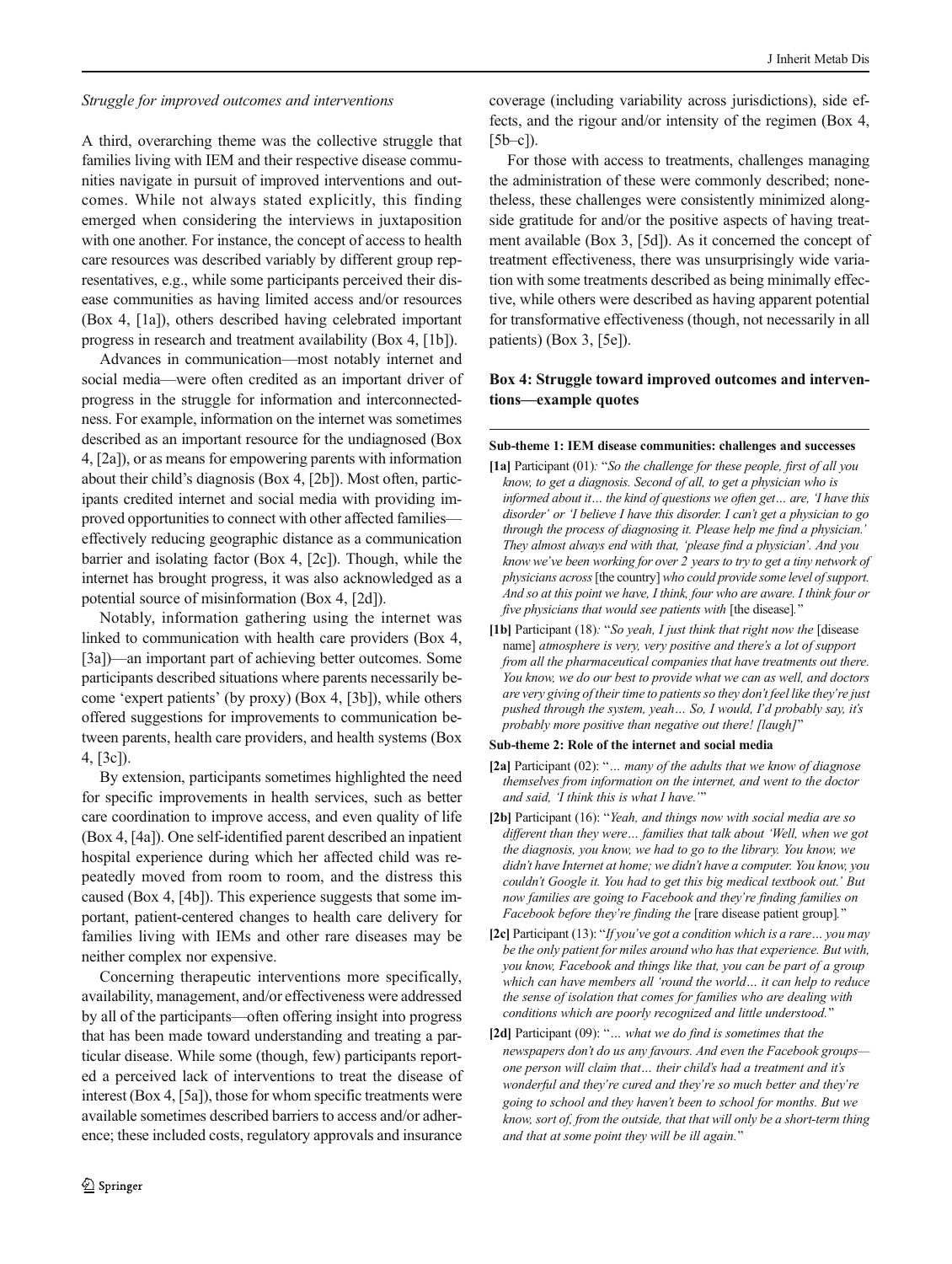*Struggle for improved outcomes and interventions*

A third, overarching theme was the collective struggle that families living with IEM and their respective disease communities navigate in pursuit of improved interventions and outcomes. While not always stated explicitly, this finding emerged when considering the interviews in juxtaposition with one another. For instance, the concept of access to health care resources was described variably by different group representatives, e.g., while some participants perceived their disease communities as having limited access and/or resources (Box 4, [1a]), others described having celebrated important progress in research and treatment availability (Box 4, [1b]).

Advances in communication—most notably internet and social media—were often credited as an important driver of progress in the struggle for information and interconnectedness. For example, information on the internet was sometimes described as an important resource for the undiagnosed (Box 4, [2a]), or as means for empowering parents with information about their child's diagnosis (Box 4, [2b]). Most often, participants credited internet and social media with providing improved opportunities to connect with other affected families—effectively reducing geographic distance as a communication barrier and isolating factor (Box 4, [2c]). Though, while the internet has brought progress, it was also acknowledged as a potential source of misinformation (Box 4, [2d]).

Notably, information gathering using the internet was linked to communication with health care providers (Box 4, [3a])—an important part of achieving better outcomes. Some participants described situations where parents necessarily become 'expert patients' (by proxy) (Box 4, [3b]), while others offered suggestions for improvements to communication between parents, health care providers, and health systems (Box 4, [3c]).

By extension, participants sometimes highlighted the need for specific improvements in health services, such as better care coordination to improve access, and even quality of life (Box 4, [4a]). One self-identified parent described an inpatient hospital experience during which her affected child was repeatedly moved from room to room, and the distress this caused (Box 4, [4b]). This experience suggests that some important, patient-centered changes to health care delivery for families living with IEMs and other rare diseases may be neither complex nor expensive.

Concerning therapeutic interventions more specifically, availability, management, and/or effectiveness were addressed by all of the participants—often offering insight into progress that has been made toward understanding and treating a particular disease. While some (though, few) participants reported a perceived lack of interventions to treat the disease of interest (Box 4, [5a]), those for whom specific treatments were available sometimes described barriers to access and/or adherence; these included costs, regulatory approvals and insurance coverage (including variability across jurisdictions), side effects, and the rigour and/or intensity of the regimen (Box 4, [5b–c]).

For those with access to treatments, challenges managing the administration of these were commonly described; nonetheless, these challenges were consistently minimized alongside gratitude for and/or the positive aspects of having treatment available (Box 3, [5d]). As it concerned the concept of treatment effectiveness, there was unsurprisingly wide variation with some treatments described as being minimally effective, while others were described as having apparent potential for transformative effectiveness (though, not necessarily in all patients) (Box 3, [5e]).

**Box 4: Struggle toward improved outcomes and interventions—example quotes**

**Sub-theme 1: IEM disease communities: challenges and successes**

**[1a]** Participant (01)*:* "*So the challenge for these people, first of all you know, to get a diagnosis. Second of all, to get a physician who is informed about it… the kind of questions we often get… are, 'I have this disorder' or 'I believe I have this disorder. I can't get a physician to go through the process of diagnosing it. Please help me find a physician.' They almost always end with that, 'please find a physician'. And you know we've been working for over 2 years to try to get a tiny network of physicians across* [the country] *who could provide some level of support. And so at this point we have, I think, four who are aware. I think four or five physicians that would see patients with* [the disease]*.*"

**[1b]** Participant (18)*:* "*So yeah, I just think that right now the* [disease name] *atmosphere is very, very positive and there's a lot of support from all the pharmaceutical companies that have treatments out there. You know, we do our best to provide what we can as well, and doctors are very giving of their time to patients so they don't feel like they're just pushed through the system, yeah… So, I would, I'd probably say, it's probably more positive than negative out there! [laugh]*"

**Sub-theme 2: Role of the internet and social media**

**[2a]** Participant (02): "*… many of the adults that we know of diagnose themselves from information on the internet, and went to the doctor and said, 'I think this is what I have.'*"

**[2b]** Participant (16): "*Yeah, and things now with social media are so different than they were… families that talk about 'Well, when we got the diagnosis, you know, we had to go to the library. You know, we didn't have Internet at home; we didn't have a computer. You know, you couldn't Google it. You had to get this big medical textbook out.' But now families are going to Facebook and they're finding families on Facebook before they're finding the* [rare disease patient group]*.*"

**[2c]** Participant (13): "*If you've got a condition which is a rare… you may be the only patient for miles around who has that experience. But with, you know, Facebook and things like that, you can be part of a group which can have members all 'round the world… it can help to reduce the sense of isolation that comes for families who are dealing with conditions which are poorly recognized and little understood.*"

**[2d]** Participant (09): "*… what we do find is sometimes that the newspapers don't do us any favours. And even the Facebook groups—one person will claim that… their child's had a treatment and it's wonderful and they're cured and they're so much better and they're going to school and they haven't been to school for months. But we know, sort of, from the outside, that that will only be a short-term thing and that at some point they will be ill again.*"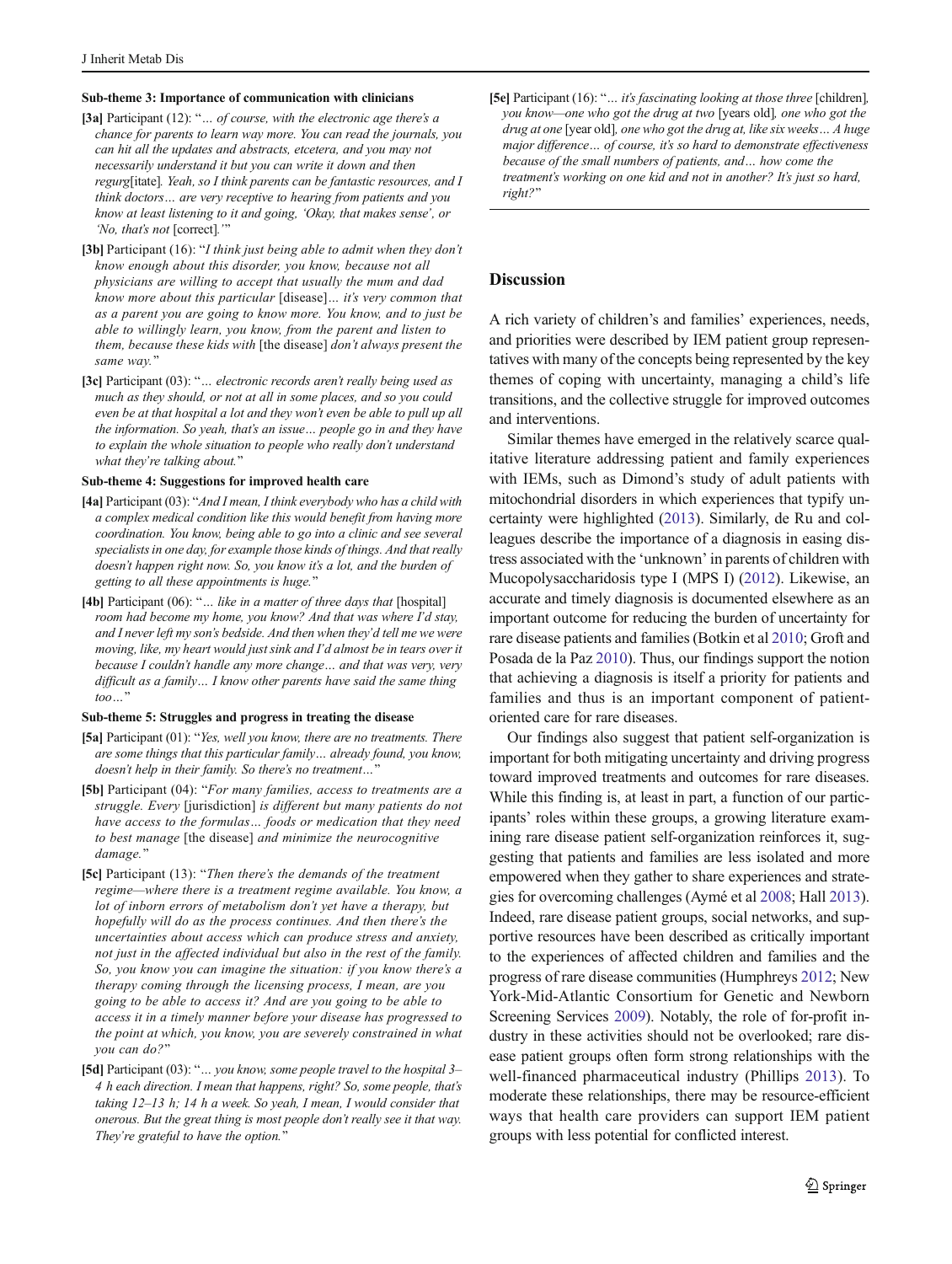**Sub-theme 3: Importance of communication with clinicians**

**[3a]** Participant (12): "*… of course, with the electronic age there's a chance for parents to learn way more. You can read the journals, you can hit all the updates and abstracts, etcetera, and you may not necessarily understand it but you can write it down and then regurg*[itate]*. Yeah, so I think parents can be fantastic resources, and I think doctors… are very receptive to hearing from patients and you know at least listening to it and going, 'Okay, that makes sense', or 'No, that's not* [correct]*.'*"

**[3b]** Participant (16): "*I think just being able to admit when they don't know enough about this disorder, you know, because not all physicians are willing to accept that usually the mum and dad know more about this particular* [disease]*… it's very common that as a parent you are going to know more. You know, and to just be able to willingly learn, you know, from the parent and listen to them, because these kids with* [the disease] *don't always present the same way.*"

**[3c]** Participant (03): "*… electronic records aren't really being used as much as they should, or not at all in some places, and so you could even be at that hospital a lot and they won't even be able to pull up all the information. So yeah, that's an issue… people go in and they have to explain the whole situation to people who really don't understand what they're talking about.*"

**Sub-theme 4: Suggestions for improved health care**

**[4a]** Participant (03): "*And I mean, I think everybody who has a child with a complex medical condition like this would benefit from having more coordination. You know, being able to go into a clinic and see several specialists in one day, for example those kinds of things. And that really doesn't happen right now. So, you know it's a lot, and the burden of getting to all these appointments is huge.*"

**[4b]** Participant (06): "*… like in a matter of three days that* [hospital] *room had become my home, you know? And that was where I'd stay, and I never left my son's bedside. And then when they'd tell me we were moving, like, my heart would just sink and I'd almost be in tears over it because I couldn't handle any more change… and that was very, very difficult as a family… I know other parents have said the same thing too…*"

**Sub-theme 5: Struggles and progress in treating the disease**

**[5a]** Participant (01): "*Yes, well you know, there are no treatments. There are some things that this particular family… already found, you know, doesn't help in their family. So there's no treatment…*"

**[5b]** Participant (04): "*For many families, access to treatments are a struggle. Every* [jurisdiction] *is different but many patients do not have access to the formulas… foods or medication that they need to best manage* [the disease] *and minimize the neurocognitive damage.*"

**[5c]** Participant (13): "*Then there's the demands of the treatment regime—where there is a treatment regime available. You know, a lot of inborn errors of metabolism don't yet have a therapy, but hopefully will do as the process continues. And then there's the uncertainties about access which can produce stress and anxiety, not just in the affected individual but also in the rest of the family. So, you know you can imagine the situation: if you know there's a therapy coming through the licensing process, I mean, are you going to be able to access it? And are you going to be able to access it in a timely manner before your disease has progressed to the point at which, you know, you are severely constrained in what you can do?*"

**[5d]** Participant (03): "*… you know, some people travel to the hospital 3–4 h each direction. I mean that happens, right? So, some people, that's taking 12–13 h; 14 h a week. So yeah, I mean, I would consider that onerous. But the great thing is most people don't really see it that way. They're grateful to have the option.*"

**[5e]** Participant (16): "*… it's fascinating looking at those three* [children]*, you know—one who got the drug at two* [years old]*, one who got the drug at one* [year old]*, one who got the drug at, like six weeks… A huge major difference… of course, it's so hard to demonstrate effectiveness because of the small numbers of patients, and… how come the treatment's working on one kid and not in another? It's just so hard, right?*"

## Discussion

A rich variety of children's and families' experiences, needs, and priorities were described by IEM patient group representatives with many of the concepts being represented by the key themes of coping with uncertainty, managing a child's life transitions, and the collective struggle for improved outcomes and interventions.

Similar themes have emerged in the relatively scarce qualitative literature addressing patient and family experiences with IEMs, such as Dimond's study of adult patients with mitochondrial disorders in which experiences that typify uncertainty were highlighted (2013). Similarly, de Ru and colleagues describe the importance of a diagnosis in easing distress associated with the 'unknown' in parents of children with Mucopolysaccharidosis type I (MPS I) (2012). Likewise, an accurate and timely diagnosis is documented elsewhere as an important outcome for reducing the burden of uncertainty for rare disease patients and families (Botkin et al 2010; Groft and Posada de la Paz 2010). Thus, our findings support the notion that achieving a diagnosis is itself a priority for patients and families and thus is an important component of patient-oriented care for rare diseases.

Our findings also suggest that patient self-organization is important for both mitigating uncertainty and driving progress toward improved treatments and outcomes for rare diseases. While this finding is, at least in part, a function of our participants' roles within these groups, a growing literature examining rare disease patient self-organization reinforces it, suggesting that patients and families are less isolated and more empowered when they gather to share experiences and strategies for overcoming challenges (Aymé et al 2008; Hall 2013). Indeed, rare disease patient groups, social networks, and supportive resources have been described as critically important to the experiences of affected children and families and the progress of rare disease communities (Humphreys 2012; New York-Mid-Atlantic Consortium for Genetic and Newborn Screening Services 2009). Notably, the role of for-profit industry in these activities should not be overlooked; rare disease patient groups often form strong relationships with the well-financed pharmaceutical industry (Phillips 2013). To moderate these relationships, there may be resource-efficient ways that health care providers can support IEM patient groups with less potential for conflicted interest.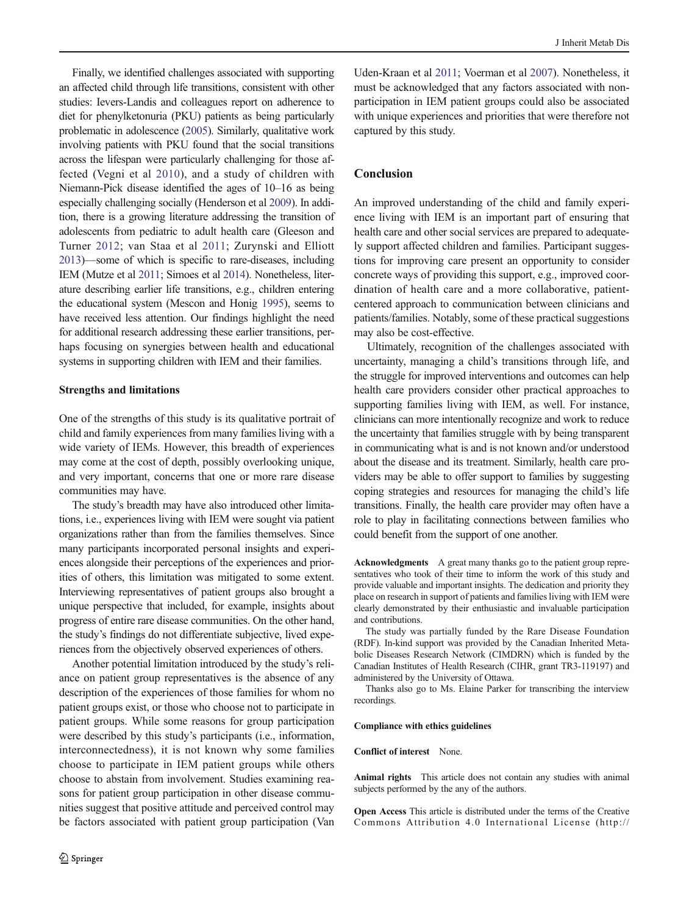Finally, we identified challenges associated with supporting an affected child through life transitions, consistent with other studies: Ievers-Landis and colleagues report on adherence to diet for phenylketonuria (PKU) patients as being particularly problematic in adolescence (2005). Similarly, qualitative work involving patients with PKU found that the social transitions across the lifespan were particularly challenging for those affected (Vegni et al 2010), and a study of children with Niemann-Pick disease identified the ages of 10–16 as being especially challenging socially (Henderson et al 2009). In addition, there is a growing literature addressing the transition of adolescents from pediatric to adult health care (Gleeson and Turner 2012; van Staa et al 2011; Zurynski and Elliott 2013)—some of which is specific to rare-diseases, including IEM (Mutze et al 2011; Simoes et al 2014). Nonetheless, literature describing earlier life transitions, e.g., children entering the educational system (Mescon and Honig 1995), seems to have received less attention. Our findings highlight the need for additional research addressing these earlier transitions, perhaps focusing on synergies between health and educational systems in supporting children with IEM and their families.

### Strengths and limitations

One of the strengths of this study is its qualitative portrait of child and family experiences from many families living with a wide variety of IEMs. However, this breadth of experiences may come at the cost of depth, possibly overlooking unique, and very important, concerns that one or more rare disease communities may have.

The study's breadth may have also introduced other limitations, i.e., experiences living with IEM were sought via patient organizations rather than from the families themselves. Since many participants incorporated personal insights and experiences alongside their perceptions of the experiences and priorities of others, this limitation was mitigated to some extent. Interviewing representatives of patient groups also brought a unique perspective that included, for example, insights about progress of entire rare disease communities. On the other hand, the study's findings do not differentiate subjective, lived experiences from the objectively observed experiences of others.

Another potential limitation introduced by the study's reliance on patient group representatives is the absence of any description of the experiences of those families for whom no patient groups exist, or those who choose not to participate in patient groups. While some reasons for group participation were described by this study's participants (i.e., information, interconnectedness), it is not known why some families choose to participate in IEM patient groups while others choose to abstain from involvement. Studies examining reasons for patient group participation in other disease communities suggest that positive attitude and perceived control may be factors associated with patient group participation (Van Uden-Kraan et al 2011; Voerman et al 2007). Nonetheless, it must be acknowledged that any factors associated with non-participation in IEM patient groups could also be associated with unique experiences and priorities that were therefore not captured by this study.

## Conclusion

An improved understanding of the child and family experience living with IEM is an important part of ensuring that health care and other social services are prepared to adequately support affected children and families. Participant suggestions for improving care present an opportunity to consider concrete ways of providing this support, e.g., improved coordination of health care and a more collaborative, patient-centered approach to communication between clinicians and patients/families. Notably, some of these practical suggestions may also be cost-effective.

Ultimately, recognition of the challenges associated with uncertainty, managing a child's transitions through life, and the struggle for improved interventions and outcomes can help health care providers consider other practical approaches to supporting families living with IEM, as well. For instance, clinicians can more intentionally recognize and work to reduce the uncertainty that families struggle with by being transparent in communicating what is and is not known and/or understood about the disease and its treatment. Similarly, health care providers may be able to offer support to families by suggesting coping strategies and resources for managing the child's life transitions. Finally, the health care provider may often have a role to play in facilitating connections between families who could benefit from the support of one another.

**Acknowledgments** A great many thanks go to the patient group representatives who took of their time to inform the work of this study and provide valuable and important insights. The dedication and priority they place on research in support of patients and families living with IEM were clearly demonstrated by their enthusiastic and invaluable participation and contributions.

The study was partially funded by the Rare Disease Foundation (RDF). In-kind support was provided by the Canadian Inherited Metabolic Diseases Research Network (CIMDRN) which is funded by the Canadian Institutes of Health Research (CIHR, grant TR3-119197) and administered by the University of Ottawa.

Thanks also go to Ms. Elaine Parker for transcribing the interview recordings.

**Compliance with ethics guidelines**

**Conflict of interest** None.

**Animal rights** This article does not contain any studies with animal subjects performed by the any of the authors.

**Open Access** This article is distributed under the terms of the Creative Commons Attribution 4.0 International License (http://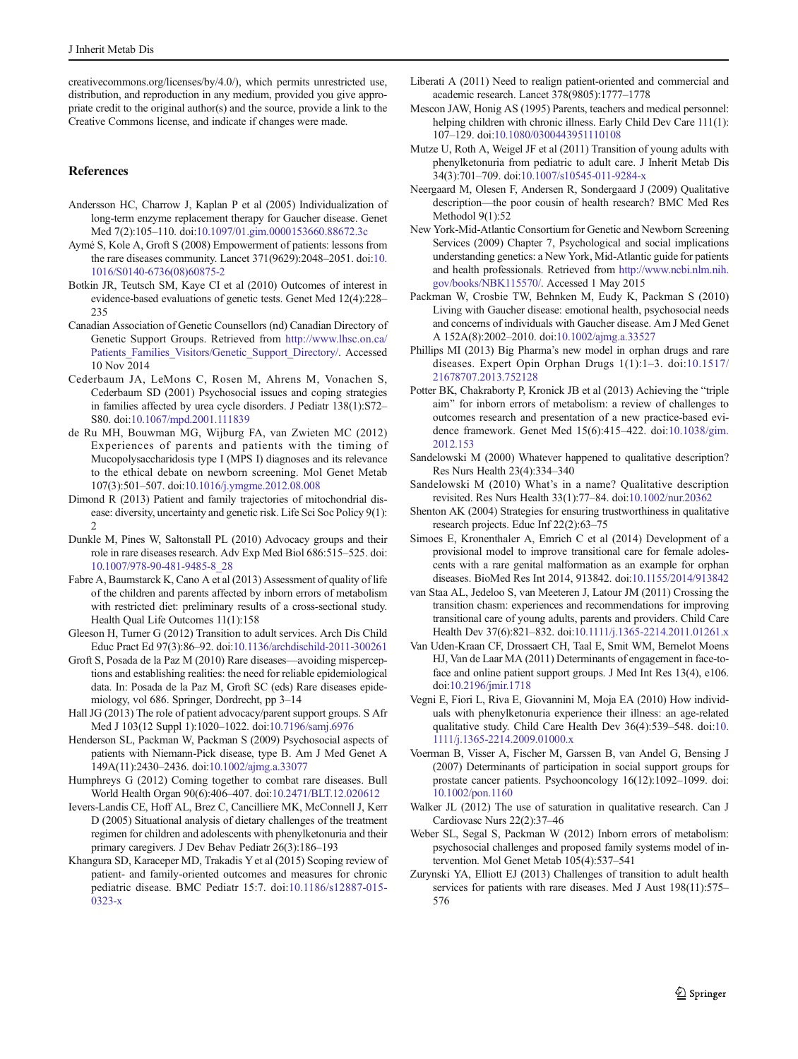creativecommons.org/licenses/by/4.0/), which permits unrestricted use, distribution, and reproduction in any medium, provided you give appropriate credit to the original author(s) and the source, provide a link to the Creative Commons license, and indicate if changes were made.

## References

Andersson HC, Charrow J, Kaplan P et al (2005) Individualization of long-term enzyme replacement therapy for Gaucher disease. Genet Med 7(2):105–110. doi:10.1097/01.gim.0000153660.88672.3c

Aymé S, Kole A, Groft S (2008) Empowerment of patients: lessons from the rare diseases community. Lancet 371(9629):2048–2051. doi:10.1016/S0140-6736(08)60875-2

Botkin JR, Teutsch SM, Kaye CI et al (2010) Outcomes of interest in evidence-based evaluations of genetic tests. Genet Med 12(4):228–235

Canadian Association of Genetic Counsellors (nd) Canadian Directory of Genetic Support Groups. Retrieved from http://www.lhsc.on.ca/Patients_Families_Visitors/Genetic_Support_Directory/. Accessed 10 Nov 2014

Cederbaum JA, LeMons C, Rosen M, Ahrens M, Vonachen S, Cederbaum SD (2001) Psychosocial issues and coping strategies in families affected by urea cycle disorders. J Pediatr 138(1):S72–S80. doi:10.1067/mpd.2001.111839

de Ru MH, Bouwman MG, Wijburg FA, van Zwieten MC (2012) Experiences of parents and patients with the timing of Mucopolysaccharidosis type I (MPS I) diagnoses and its relevance to the ethical debate on newborn screening. Mol Genet Metab 107(3):501–507. doi:10.1016/j.ymgme.2012.08.008

Dimond R (2013) Patient and family trajectories of mitochondrial disease: diversity, uncertainty and genetic risk. Life Sci Soc Policy 9(1):2

Dunkle M, Pines W, Saltonstall PL (2010) Advocacy groups and their role in rare diseases research. Adv Exp Med Biol 686:515–525. doi:10.1007/978-90-481-9485-8_28

Fabre A, Baumstarck K, Cano A et al (2013) Assessment of quality of life of the children and parents affected by inborn errors of metabolism with restricted diet: preliminary results of a cross-sectional study. Health Qual Life Outcomes 11(1):158

Gleeson H, Turner G (2012) Transition to adult services. Arch Dis Child Educ Pract Ed 97(3):86–92. doi:10.1136/archdischild-2011-300261

Groft S, Posada de la Paz M (2010) Rare diseases—avoiding misperceptions and establishing realities: the need for reliable epidemiological data. In: Posada de la Paz M, Groft SC (eds) Rare diseases epidemiology, vol 686. Springer, Dordrecht, pp 3–14

Hall JG (2013) The role of patient advocacy/parent support groups. S Afr Med J 103(12 Suppl 1):1020–1022. doi:10.7196/samj.6976

Henderson SL, Packman W, Packman S (2009) Psychosocial aspects of patients with Niemann-Pick disease, type B. Am J Med Genet A 149A(11):2430–2436. doi:10.1002/ajmg.a.33077

Humphreys G (2012) Coming together to combat rare diseases. Bull World Health Organ 90(6):406–407. doi:10.2471/BLT.12.020612

Ievers-Landis CE, Hoff AL, Brez C, Cancilliere MK, McConnell J, Kerr D (2005) Situational analysis of dietary challenges of the treatment regimen for children and adolescents with phenylketonuria and their primary caregivers. J Dev Behav Pediatr 26(3):186–193

Khangura SD, Karaceper MD, Trakadis Y et al (2015) Scoping review of patient- and family-oriented outcomes and measures for chronic pediatric disease. BMC Pediatr 15:7. doi:10.1186/s12887-015-0323-x

Liberati A (2011) Need to realign patient-oriented and commercial and academic research. Lancet 378(9805):1777–1778

Mescon JAW, Honig AS (1995) Parents, teachers and medical personnel: helping children with chronic illness. Early Child Dev Care 111(1):107–129. doi:10.1080/0300443951110108

Mutze U, Roth A, Weigel JF et al (2011) Transition of young adults with phenylketonuria from pediatric to adult care. J Inherit Metab Dis 34(3):701–709. doi:10.1007/s10545-011-9284-x

Neergaard M, Olesen F, Andersen R, Sondergaard J (2009) Qualitative description—the poor cousin of health research? BMC Med Res Methodol 9(1):52

New York-Mid-Atlantic Consortium for Genetic and Newborn Screening Services (2009) Chapter 7, Psychological and social implications understanding genetics: a New York, Mid-Atlantic guide for patients and health professionals. Retrieved from http://www.ncbi.nlm.nih.gov/books/NBK115570/. Accessed 1 May 2015

Packman W, Crosbie TW, Behnken M, Eudy K, Packman S (2010) Living with Gaucher disease: emotional health, psychosocial needs and concerns of individuals with Gaucher disease. Am J Med Genet A 152A(8):2002–2010. doi:10.1002/ajmg.a.33527

Phillips MI (2013) Big Pharma's new model in orphan drugs and rare diseases. Expert Opin Orphan Drugs 1(1):1–3. doi:10.1517/21678707.2013.752128

Potter BK, Chakraborty P, Kronick JB et al (2013) Achieving the "triple aim" for inborn errors of metabolism: a review of challenges to outcomes research and presentation of a new practice-based evidence framework. Genet Med 15(6):415–422. doi:10.1038/gim.2012.153

Sandelowski M (2000) Whatever happened to qualitative description? Res Nurs Health 23(4):334–340

Sandelowski M (2010) What's in a name? Qualitative description revisited. Res Nurs Health 33(1):77–84. doi:10.1002/nur.20362

Shenton AK (2004) Strategies for ensuring trustworthiness in qualitative research projects. Educ Inf 22(2):63–75

Simoes E, Kronenthaler A, Emrich C et al (2014) Development of a provisional model to improve transitional care for female adolescents with a rare genital malformation as an example for orphan diseases. BioMed Res Int 2014, 913842. doi:10.1155/2014/913842

van Staa AL, Jedeloo S, van Meeteren J, Latour JM (2011) Crossing the transition chasm: experiences and recommendations for improving transitional care of young adults, parents and providers. Child Care Health Dev 37(6):821–832. doi:10.1111/j.1365-2214.2011.01261.x

Van Uden-Kraan CF, Drossaert CH, Taal E, Smit WM, Bernelot Moens HJ, Van de Laar MA (2011) Determinants of engagement in face-to-face and online patient support groups. J Med Int Res 13(4), e106. doi:10.2196/jmir.1718

Vegni E, Fiori L, Riva E, Giovannini M, Moja EA (2010) How individuals with phenylketonuria experience their illness: an age-related qualitative study. Child Care Health Dev 36(4):539–548. doi:10.1111/j.1365-2214.2009.01000.x

Voerman B, Visser A, Fischer M, Garssen B, van Andel G, Bensing J (2007) Determinants of participation in social support groups for prostate cancer patients. Psychooncology 16(12):1092–1099. doi:10.1002/pon.1160

Walker JL (2012) The use of saturation in qualitative research. Can J Cardiovasc Nurs 22(2):37–46

Weber SL, Segal S, Packman W (2012) Inborn errors of metabolism: psychosocial challenges and proposed family systems model of intervention. Mol Genet Metab 105(4):537–541

Zurynski YA, Elliott EJ (2013) Challenges of transition to adult health services for patients with rare diseases. Med J Aust 198(11):575–576